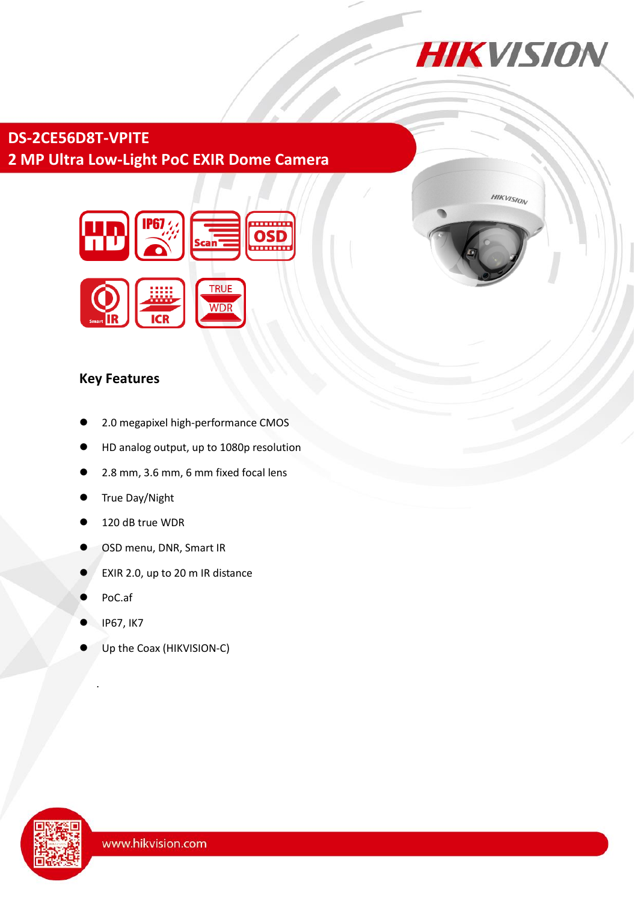# DS-2CE56D8T-VPITE
## 2 MP Ultra Low-Light PoC EXIR Dome Camera

### Key Features

- 2.0 megapixel high-performance CMOS
- HD analog output, up to 1080p resolution
- 2.8 mm, 3.6 mm, 6 mm fixed focal lens
- True Day/Night
- 120 dB true WDR
- OSD menu, DNR, Smart IR
- EXIR 2.0, up to 20 m IR distance
- PoC.af
- IP67, IK7
- Up the Coax (HIKVISION-C)

www.hikvision.com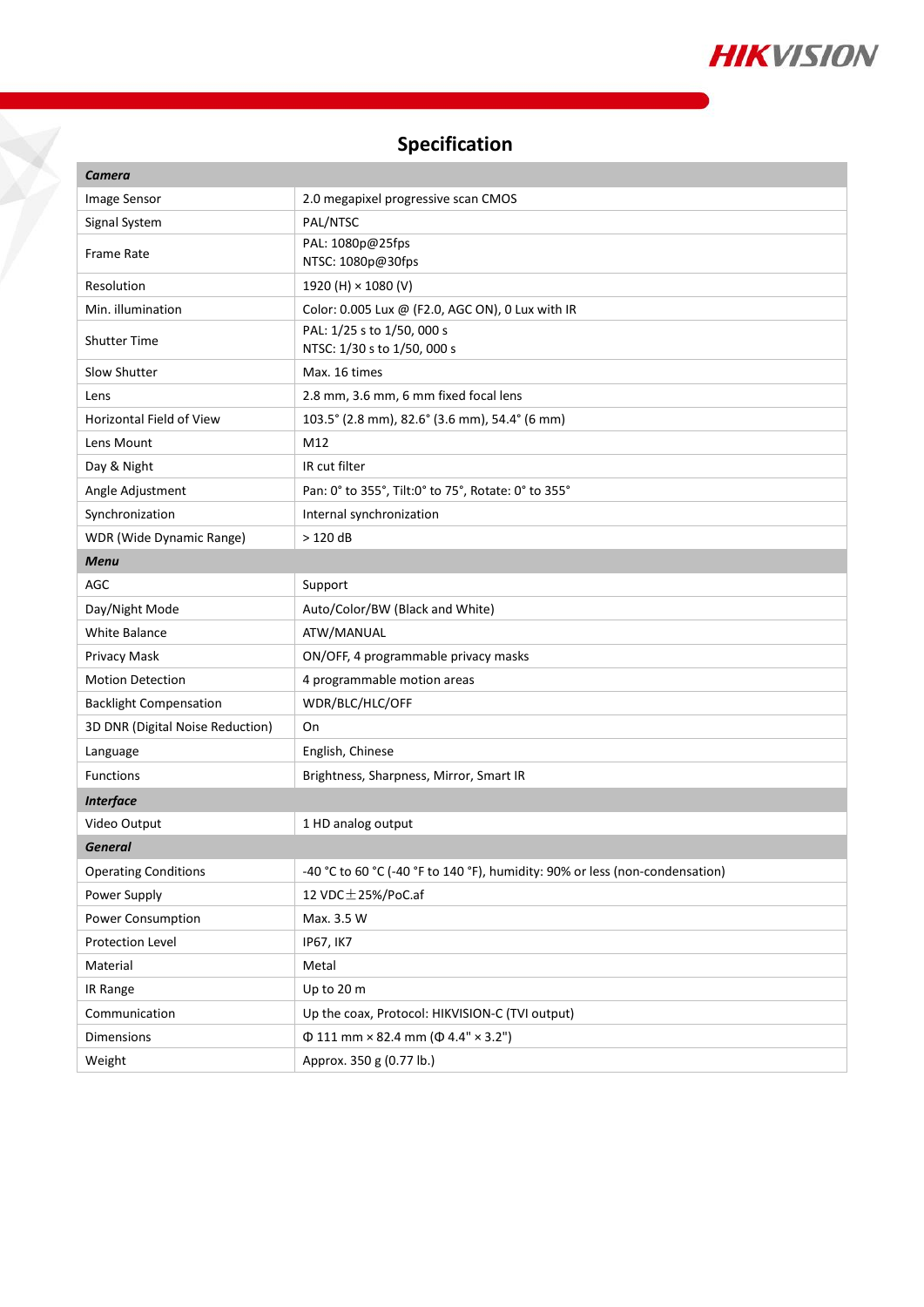## Specification

| **Camera** | |
|---|---|
| Image Sensor | 2.0 megapixel progressive scan CMOS |
| Signal System | PAL/NTSC |
| Frame Rate | PAL: 1080p@25fps<br>NTSC: 1080p@30fps |
| Resolution | 1920 (H) × 1080 (V) |
| Min. illumination | Color: 0.005 Lux @ (F2.0, AGC ON), 0 Lux with IR |
| Shutter Time | PAL: 1/25 s to 1/50, 000 s<br>NTSC: 1/30 s to 1/50, 000 s |
| Slow Shutter | Max. 16 times |
| Lens | 2.8 mm, 3.6 mm, 6 mm fixed focal lens |
| Horizontal Field of View | 103.5° (2.8 mm), 82.6° (3.6 mm), 54.4° (6 mm) |
| Lens Mount | M12 |
| Day & Night | IR cut filter |
| Angle Adjustment | Pan: 0° to 355°, Tilt:0° to 75°, Rotate: 0° to 355° |
| Synchronization | Internal synchronization |
| WDR (Wide Dynamic Range) | > 120 dB |
| **Menu** | |
| AGC | Support |
| Day/Night Mode | Auto/Color/BW (Black and White) |
| White Balance | ATW/MANUAL |
| Privacy Mask | ON/OFF, 4 programmable privacy masks |
| Motion Detection | 4 programmable motion areas |
| Backlight Compensation | WDR/BLC/HLC/OFF |
| 3D DNR (Digital Noise Reduction) | On |
| Language | English, Chinese |
| Functions | Brightness, Sharpness, Mirror, Smart IR |
| **Interface** | |
| Video Output | 1 HD analog output |
| **General** | |
| Operating Conditions | -40 °C to 60 °C (-40 °F to 140 °F), humidity: 90% or less (non-condensation) |
| Power Supply | 12 VDC±25%/PoC.af |
| Power Consumption | Max. 3.5 W |
| Protection Level | IP67, IK7 |
| Material | Metal |
| IR Range | Up to 20 m |
| Communication | Up the coax, Protocol: HIKVISION-C (TVI output) |
| Dimensions | Φ 111 mm × 82.4 mm (Φ 4.4" × 3.2") |
| Weight | Approx. 350 g (0.77 lb.) |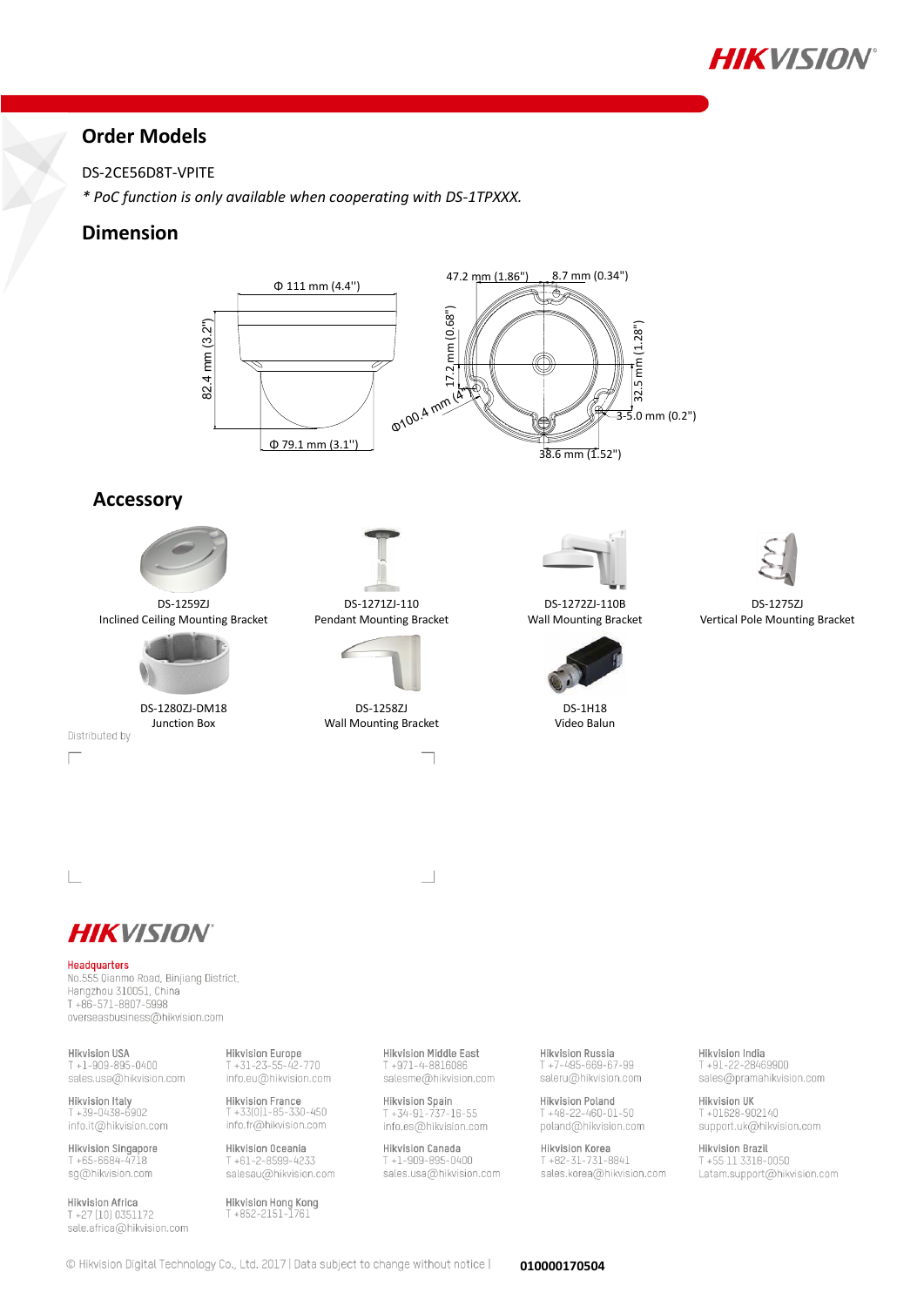## Order Models

DS-2CE56D8T-VPITE

*\* PoC function is only available when cooperating with DS-1TPXXX.*

## Dimension

Φ 111 mm (4.4")

82.4 mm (3.2")

Φ 79.1 mm (3.1")

47.2 mm (1.86")

8.7 mm (0.34")

17.2 mm (0.68")

32.5 mm (1.28")

Φ100.4 mm (4")

3-5.0 mm (0.2")

38.6 mm (1.52")

## Accessory

DS-1259ZJ
Inclined Ceiling Mounting Bracket

DS-1271ZJ-110
Pendant Mounting Bracket

DS-1272ZJ-110B
Wall Mounting Bracket

DS-1275ZJ
Vertical Pole Mounting Bracket

DS-1280ZJ-DM18
Junction Box

DS-1258ZJ
Wall Mounting Bracket

DS-1H18
Video Balun

Distributed by

**HIKVISION**

**Headquarters**
No.555 Qianmo Road, Binjiang District,
Hangzhou 310051, China
T +86-571-8807-5998
overseasbusiness@hikvision.com

Hikvision USA
T +1-909-895-0400
sales.usa@hikvision.com

Hikvision Europe
T +31-23-55-42-770
info.eu@hikvision.com

Hikvision Middle East
T +971-4-8816086
salesme@hikvision.com

Hikvision Russia
T +7-495-669-67-99
saleru@hikvision.com

Hikvision India
T +91-22-28469900
sales@pramahikvision.com

Hikvision Italy
T +39-0438-6902
info.it@hikvision.com

Hikvision France
T +33(0)1-85-330-450
info.fr@hikvision.com

Hikvision Spain
T +34-91-737-16-55
info.es@hikvision.com

Hikvision Poland
T +48-22-460-01-50
poland@hikvision.com

Hikvision UK
T +01628-902140
support.uk@hikvision.com

Hikvision Singapore
T +65-6684-4718
sg@hikvision.com

Hikvision Oceania
T +61-2-8599-4233
salesau@hikvision.com

Hikvision Canada
T +1-909-895-0400
sales.usa@hikvision.com

Hikvision Korea
T +82-31-731-8841
sales.korea@hikvision.com

Hikvision Brazil
T +55 11 3318-0050
Latam.support@hikvision.com

Hikvision Africa
T +27 (10) 0351172
sale.africa@hikvision.com

Hikvision Hong Kong
T +852-2151-1761

© Hikvision Digital Technology Co., Ltd. 2017 | Data subject to change without notice | **010000170504**